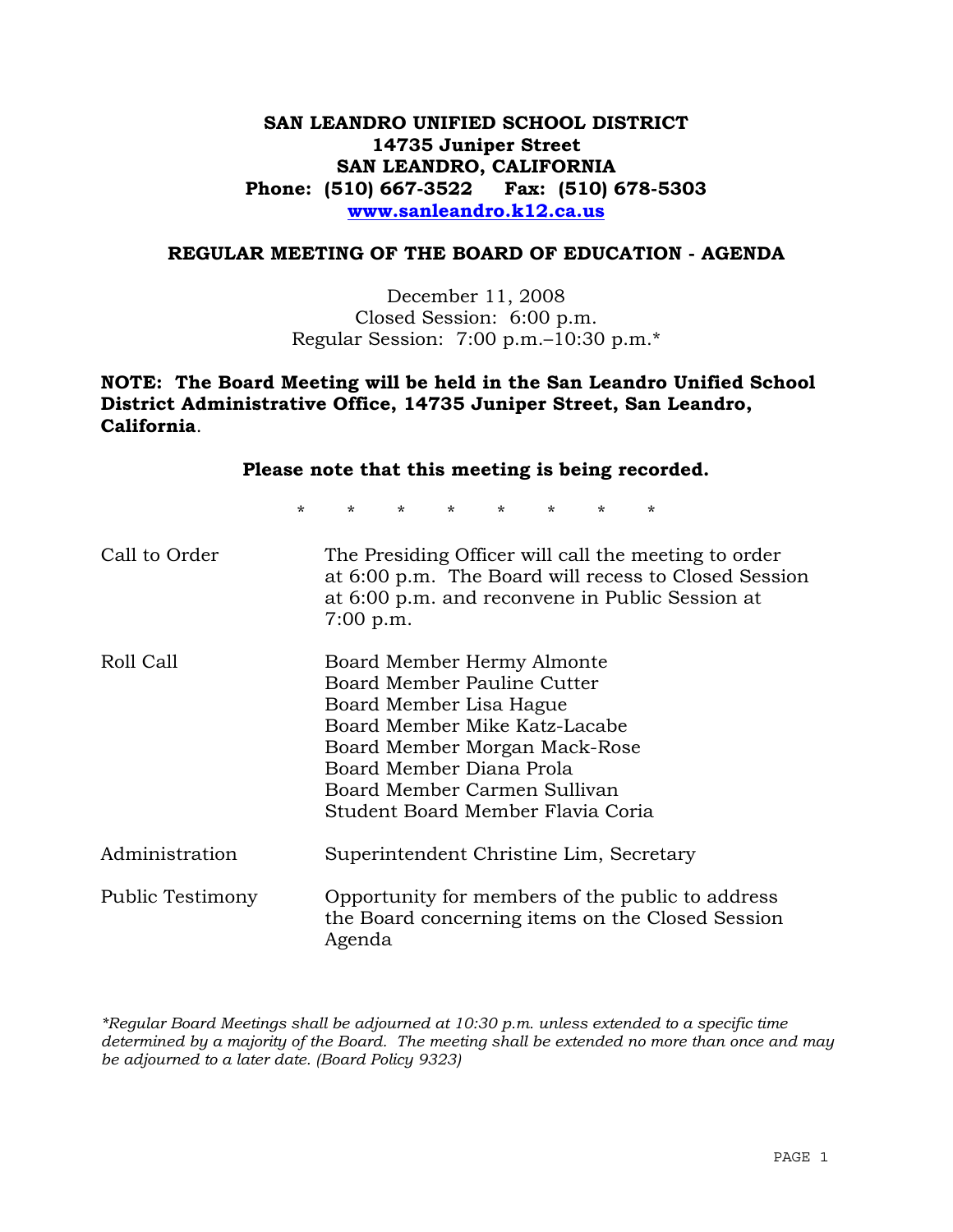# SAN LEANDRO UNIFIED SCHOOL DISTRICT
**14735 Juniper Street**
**SAN LEANDRO, CALIFORNIA**
**Phone: (510) 667-3522 Fax: (510) 678-5303**
**www.sanleandro.k12.ca.us**

## REGULAR MEETING OF THE BOARD OF EDUCATION - AGENDA

December 11, 2008
Closed Session: 6:00 p.m.
Regular Session: 7:00 p.m.–10:30 p.m.*

**NOTE: The Board Meeting will be held in the San Leandro Unified School District Administrative Office, 14735 Juniper Street, San Leandro, California**.

**Please note that this meeting is being recorded.**

* * * * * * * *

| | |
|---|---|
| Call to Order | The Presiding Officer will call the meeting to order at 6:00 p.m. The Board will recess to Closed Session at 6:00 p.m. and reconvene in Public Session at 7:00 p.m. |
| Roll Call | Board Member Hermy Almonte<br>Board Member Pauline Cutter<br>Board Member Lisa Hague<br>Board Member Mike Katz-Lacabe<br>Board Member Morgan Mack-Rose<br>Board Member Diana Prola<br>Board Member Carmen Sullivan<br>Student Board Member Flavia Coria |
| Administration | Superintendent Christine Lim, Secretary |
| Public Testimony | Opportunity for members of the public to address the Board concerning items on the Closed Session Agenda |

*\*Regular Board Meetings shall be adjourned at 10:30 p.m. unless extended to a specific time determined by a majority of the Board. The meeting shall be extended no more than once and may be adjourned to a later date. (Board Policy 9323)*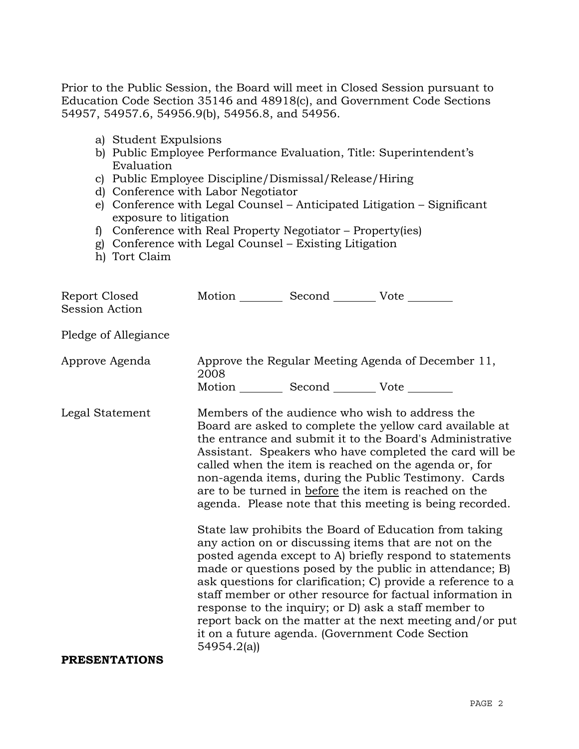Prior to the Public Session, the Board will meet in Closed Session pursuant to Education Code Section 35146 and 48918(c), and Government Code Sections 54957, 54957.6, 54956.9(b), 54956.8, and 54956.

a) Student Expulsions
b) Public Employee Performance Evaluation, Title: Superintendent's Evaluation
c) Public Employee Discipline/Dismissal/Release/Hiring
d) Conference with Labor Negotiator
e) Conference with Legal Counsel – Anticipated Litigation – Significant exposure to litigation
f) Conference with Real Property Negotiator – Property(ies)
g) Conference with Legal Counsel – Existing Litigation
h) Tort Claim

Report Closed Session Action — Motion ________ Second ________ Vote ________

Pledge of Allegiance

Approve Agenda — Approve the Regular Meeting Agenda of December 11, 2008
Motion ________ Second ________ Vote ________

Legal Statement — Members of the audience who wish to address the Board are asked to complete the yellow card available at the entrance and submit it to the Board's Administrative Assistant. Speakers who have completed the card will be called when the item is reached on the agenda or, for non-agenda items, during the Public Testimony. Cards are to be turned in before the item is reached on the agenda. Please note that this meeting is being recorded.

State law prohibits the Board of Education from taking any action on or discussing items that are not on the posted agenda except to A) briefly respond to statements made or questions posed by the public in attendance; B) ask questions for clarification; C) provide a reference to a staff member or other resource for factual information in response to the inquiry; or D) ask a staff member to report back on the matter at the next meeting and/or put it on a future agenda. (Government Code Section 54954.2(a))

**PRESENTATIONS**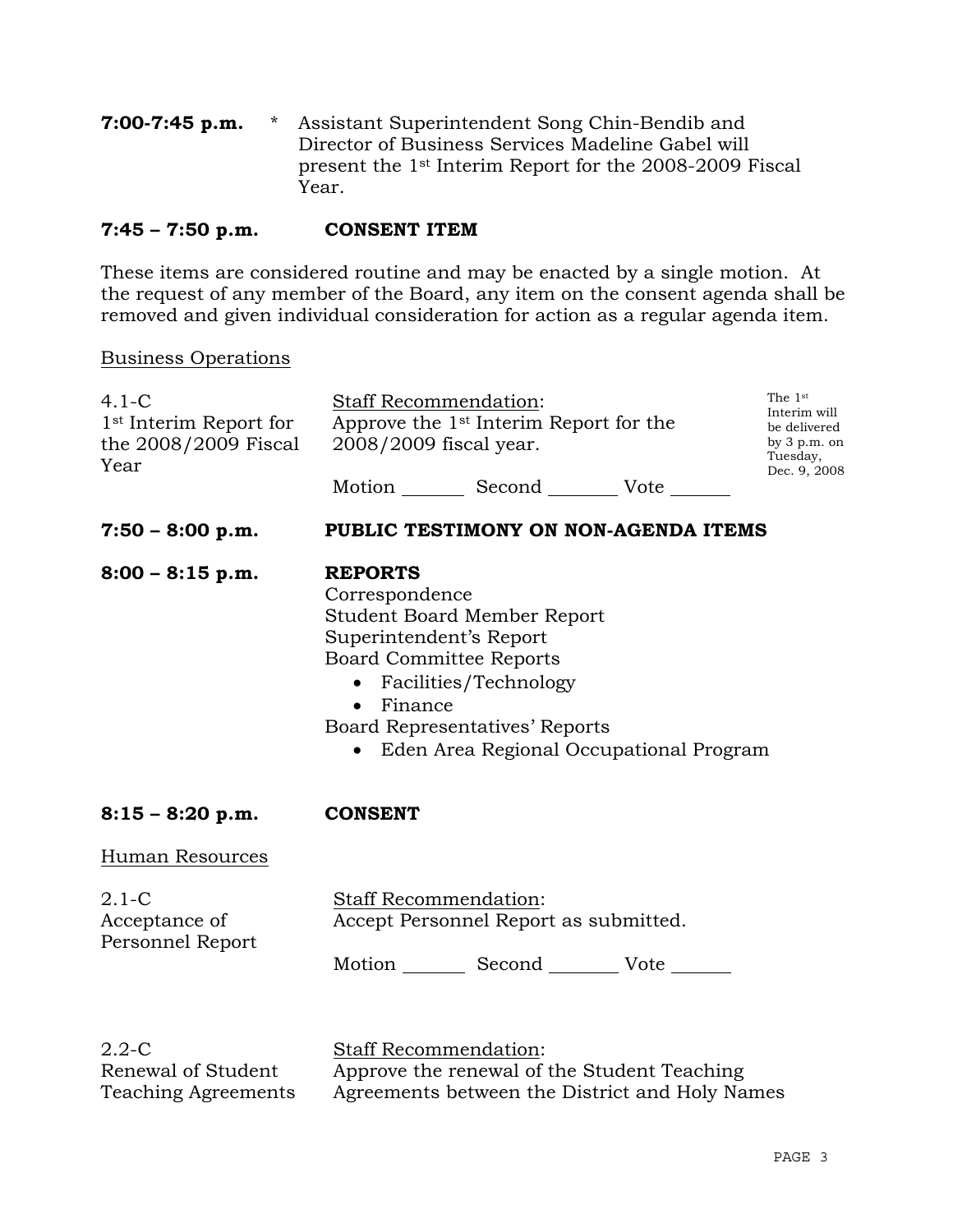**7:00-7:45 p.m.** * Assistant Superintendent Song Chin-Bendib and Director of Business Services Madeline Gabel will present the 1st Interim Report for the 2008-2009 Fiscal Year.

**7:45 – 7:50 p.m.** **CONSENT ITEM**

These items are considered routine and may be enacted by a single motion. At the request of any member of the Board, any item on the consent agenda shall be removed and given individual consideration for action as a regular agenda item.

Business Operations

4.1-C
1st Interim Report for the 2008/2009 Fiscal Year

Staff Recommendation:
Approve the 1st Interim Report for the 2008/2009 fiscal year.

Motion _______ Second _______ Vote _______

The 1st Interim will be delivered by 3 p.m. on Tuesday, Dec. 9, 2008

**7:50 – 8:00 p.m.** **PUBLIC TESTIMONY ON NON-AGENDA ITEMS**

**8:00 – 8:15 p.m.** **REPORTS**

Correspondence
Student Board Member Report
Superintendent's Report
Board Committee Reports

- Facilities/Technology
- Finance

Board Representatives' Reports

- Eden Area Regional Occupational Program

**8:15 – 8:20 p.m.** **CONSENT**

Human Resources

2.1-C
Acceptance of Personnel Report

Staff Recommendation:
Accept Personnel Report as submitted.

Motion _______ Second _______ Vote _______

2.2-C
Renewal of Student Teaching Agreements

Staff Recommendation:
Approve the renewal of the Student Teaching Agreements between the District and Holy Names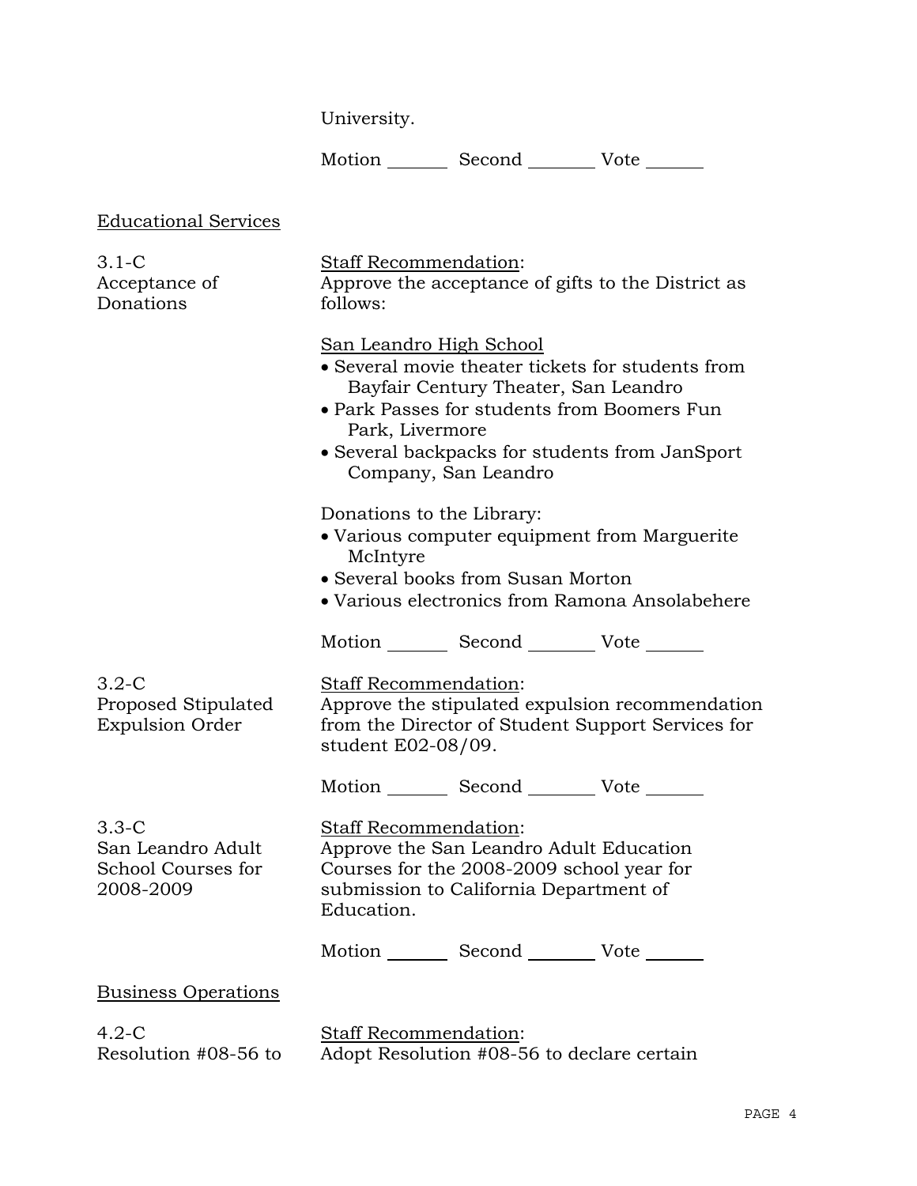University.

Motion _______ Second ________ Vote _______

Educational Services

3.1-C
Acceptance of Donations

Staff Recommendation:
Approve the acceptance of gifts to the District as follows:

San Leandro High School
- Several movie theater tickets for students from Bayfair Century Theater, San Leandro
- Park Passes for students from Boomers Fun Park, Livermore
- Several backpacks for students from JanSport Company, San Leandro

Donations to the Library:
- Various computer equipment from Marguerite McIntyre
- Several books from Susan Morton
- Various electronics from Ramona Ansolabehere

Motion _______ Second ________ Vote _______

3.2-C
Proposed Stipulated Expulsion Order

Staff Recommendation:
Approve the stipulated expulsion recommendation from the Director of Student Support Services for student E02-08/09.

Motion _______ Second ________ Vote _______

3.3-C
San Leandro Adult School Courses for 2008-2009

Staff Recommendation:
Approve the San Leandro Adult Education Courses for the 2008-2009 school year for submission to California Department of Education.

Motion _______ Second ________ Vote _______

Business Operations

4.2-C
Resolution #08-56 to

Staff Recommendation:
Adopt Resolution #08-56 to declare certain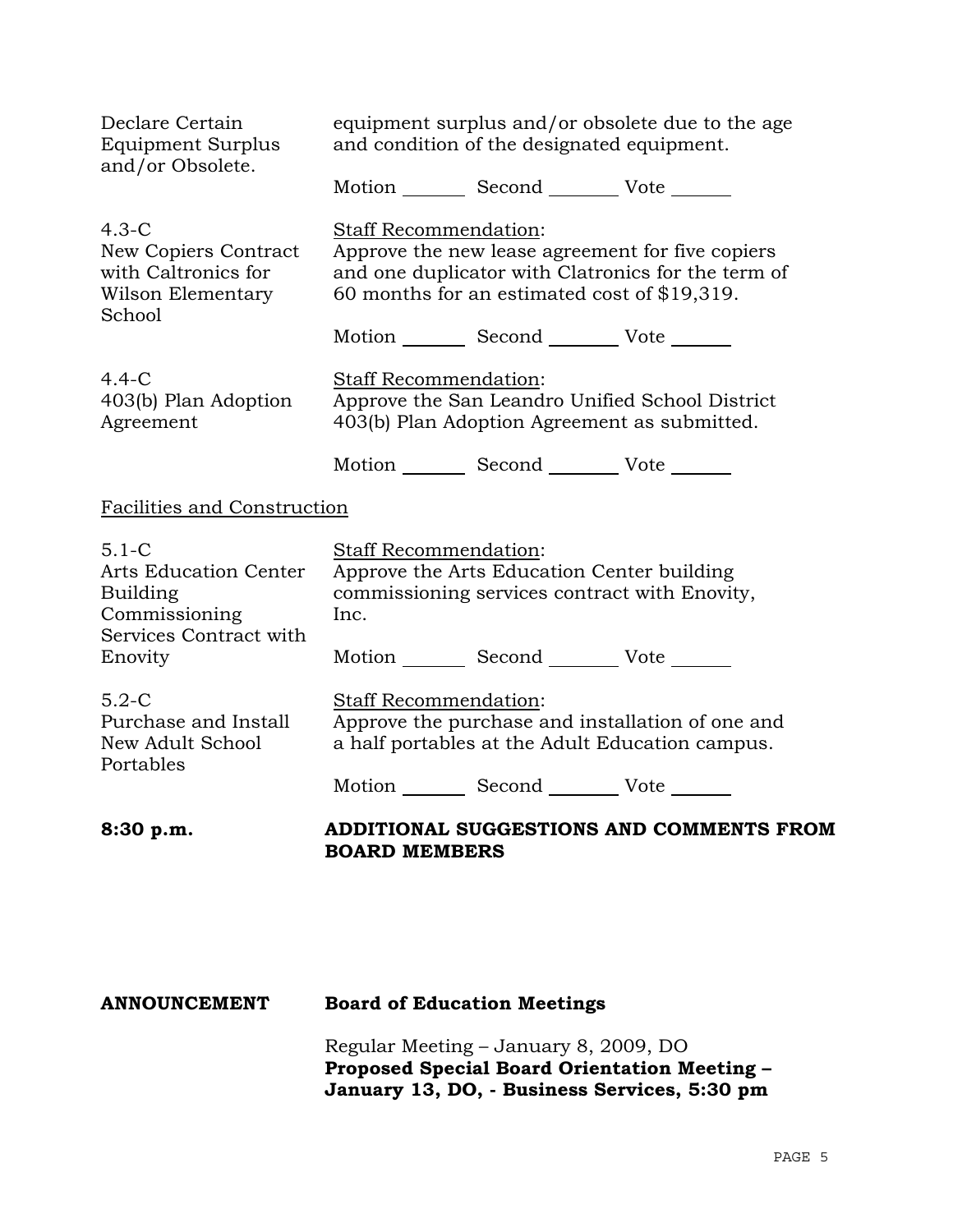| | |
|---|---|
| Declare Certain Equipment Surplus and/or Obsolete. | equipment surplus and/or obsolete due to the age and condition of the designated equipment.<br><br>Motion _______ Second ________ Vote _______ |
| 4.3-C<br>New Copiers Contract with Caltronics for Wilson Elementary School | Staff Recommendation:<br>Approve the new lease agreement for five copiers and one duplicator with Clatronics for the term of 60 months for an estimated cost of $19,319.<br><br>Motion _______ Second ________ Vote _______ |
| 4.4-C<br>403(b) Plan Adoption Agreement | Staff Recommendation:<br>Approve the San Leandro Unified School District 403(b) Plan Adoption Agreement as submitted.<br><br>Motion _______ Second ________ Vote _______ |

Facilities and Construction

| | |
|---|---|
| 5.1-C<br>Arts Education Center Building Commissioning Services Contract with Enovity | Staff Recommendation:<br>Approve the Arts Education Center building commissioning services contract with Enovity, Inc.<br><br>Motion _______ Second ________ Vote _______ |
| 5.2-C<br>Purchase and Install New Adult School Portables | Staff Recommendation:<br>Approve the purchase and installation of one and a half portables at the Adult Education campus.<br><br>Motion _______ Second ________ Vote _______ |

**8:30 p.m.** **ADDITIONAL SUGGESTIONS AND COMMENTS FROM BOARD MEMBERS**

**ANNOUNCEMENT** **Board of Education Meetings**

Regular Meeting – January 8, 2009, DO
**Proposed Special Board Orientation Meeting – January 13, DO, - Business Services, 5:30 pm**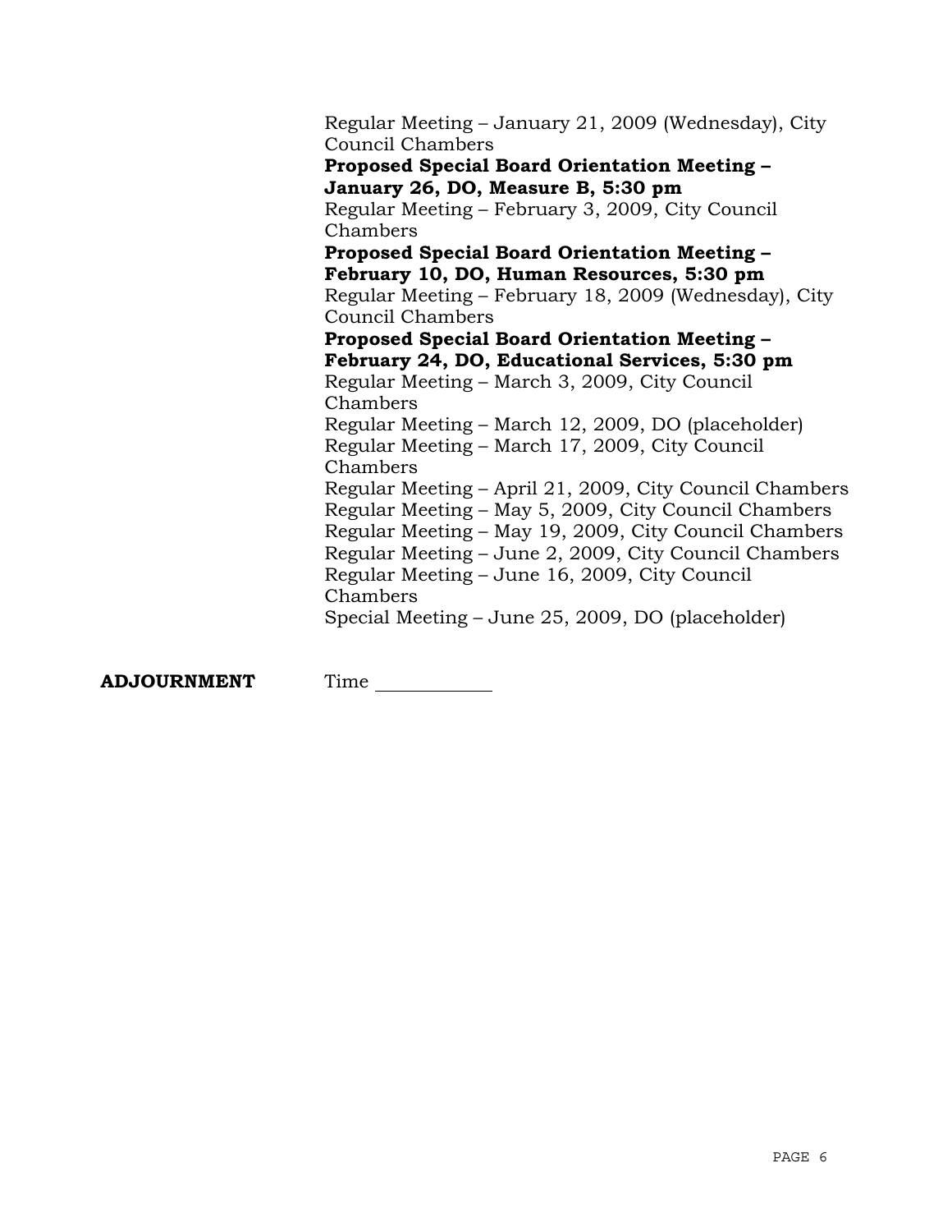Regular Meeting – January 21, 2009 (Wednesday), City Council Chambers

**Proposed Special Board Orientation Meeting – January 26, DO, Measure B, 5:30 pm**

Regular Meeting – February 3, 2009, City Council Chambers

**Proposed Special Board Orientation Meeting – February 10, DO, Human Resources, 5:30 pm**

Regular Meeting – February 18, 2009 (Wednesday), City Council Chambers

**Proposed Special Board Orientation Meeting – February 24, DO, Educational Services, 5:30 pm**

Regular Meeting – March 3, 2009, City Council Chambers

Regular Meeting – March 12, 2009, DO (placeholder)

Regular Meeting – March 17, 2009, City Council Chambers

Regular Meeting – April 21, 2009, City Council Chambers

Regular Meeting – May 5, 2009, City Council Chambers

Regular Meeting – May 19, 2009, City Council Chambers

Regular Meeting – June 2, 2009, City Council Chambers

Regular Meeting – June 16, 2009, City Council Chambers

Special Meeting – June 25, 2009, DO (placeholder)

**ADJOURNMENT** Time \_\_\_\_\_\_\_\_\_\_\_\_